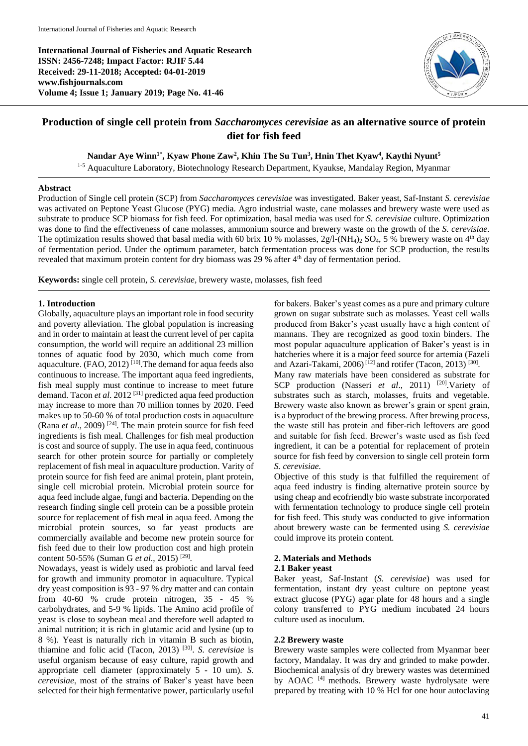**International Journal of Fisheries and Aquatic Research**
**ISSN: 2456-7248; Impact Factor: RJIF 5.44**
**Received: 29-11-2018; Accepted: 04-01-2019**
**www.fishjournals.com**
**Volume 4; Issue 1; January 2019; Page No. 41-46**

# Production of single cell protein from *Saccharomyces cerevisiae* as an alternative source of protein diet for fish feed

**Nandar Aye Winn[1*], Kyaw Phone Zaw[2], Khin The Su Tun[3], Hnin Thet Kyaw[4], Kaythi Nyunt[5]**

[1-5] Aquaculture Laboratory, Biotechnology Research Department, Kyaukse, Mandalay Region, Myanmar

## Abstract

Production of Single cell protein (SCP) from *Saccharomyces cerevisiae* was investigated. Baker yeast, Saf-Instant *S. cerevisiae* was activated on Peptone Yeast Glucose (PYG) media. Agro industrial waste, cane molasses and brewery waste were used as substrate to produce SCP biomass for fish feed. For optimization, basal media was used for *S. cerevisiae* culture. Optimization was done to find the effectiveness of cane molasses, ammonium source and brewery waste on the growth of the *S. cerevisiae*. The optimization results showed that basal media with 60 brix 10 % molasses, 2g/l-$(NH_4)_2SO_4$, 5 % brewery waste on 4th day of fermentation period. Under the optimum parameter, batch fermentation process was done for SCP production, the results revealed that maximum protein content for dry biomass was 29 % after 4th day of fermentation period.

**Keywords:** single cell protein, *S. cerevisiae*, brewery waste, molasses, fish feed

## 1. Introduction

Globally, aquaculture plays an important role in food security and poverty alleviation. The global population is increasing and in order to maintain at least the current level of per capita consumption, the world will require an additional 23 million tonnes of aquatic food by 2030, which much come from aquaculture. (FAO, 2012) [10]. The demand for aqua feeds also continuous to increase. The important aqua feed ingredients, fish meal supply must continue to increase to meet future demand. Tacon *et al*. 2012 [31] predicted aqua feed production may increase to more than 70 million tonnes by 2020. Feed makes up to 50-60 % of total production costs in aquaculture (Rana *et al*., 2009) [24]. The main protein source for fish feed ingredients is fish meal. Challenges for fish meal production is cost and source of supply. The use in aqua feed, continuous search for other protein source for partially or completely replacement of fish meal in aquaculture production. Varity of protein source for fish feed are animal protein, plant protein, single cell microbial protein. Microbial protein source for aqua feed include algae, fungi and bacteria. Depending on the research finding single cell protein can be a possible protein source for replacement of fish meal in aqua feed. Among the microbial protein sources, so far yeast products are commercially available and become new protein source for fish feed due to their low production cost and high protein content 50-55% (Suman G *et al*., 2015) [29].

Nowadays, yeast is widely used as probiotic and larval feed for growth and immunity promotor in aquaculture. Typical dry yeast composition is 93 - 97 % dry matter and can contain from 40-60 % crude protein nitrogen, 35 - 45 % carbohydrates, and 5-9 % lipids. The Amino acid profile of yeast is close to soybean meal and therefore well adapted to animal nutrition; it is rich in glutamic acid and lysine (up to 8 %). Yeast is naturally rich in vitamin B such as biotin, thiamine and folic acid (Tacon, 2013) [30]. *S. cerevisiae* is useful organism because of easy culture, rapid growth and appropriate cell diameter (approximately 5 - 10 um). *S. cerevisiae*, most of the strains of Baker's yeast have been selected for their high fermentative power, particularly useful for bakers. Baker's yeast comes as a pure and primary culture grown on sugar substrate such as molasses. Yeast cell walls produced from Baker's yeast usually have a high content of mannans. They are recognized as good toxin binders. The most popular aquaculture application of Baker's yeast is in hatcheries where it is a major feed source for artemia (Fazeli and Azari-Takami, 2006) [12] and rotifer (Tacon, 2013) [30].

Many raw materials have been considered as substrate for SCP production (Nasseri *et al*., 2011) [20]. Variety of substrates such as starch, molasses, fruits and vegetable. Brewery waste also known as brewer's grain or spent grain, is a byproduct of the brewing process. After brewing process, the waste still has protein and fiber-rich leftovers are good and suitable for fish feed. Brewer's waste used as fish feed ingredient, it can be a potential for replacement of protein source for fish feed by conversion to single cell protein form *S. cerevisiae.*

Objective of this study is that fulfilled the requirement of aqua feed industry is finding alternative protein source by using cheap and ecofriendly bio waste substrate incorporated with fermentation technology to produce single cell protein for fish feed. This study was conducted to give information about brewery waste can be fermented using *S. cerevisiae* could improve its protein content.

## 2. Materials and Methods

### 2.1 Baker yeast

Baker yeast, Saf-Instant (*S. cerevisiae*) was used for fermentation, instant dry yeast culture on peptone yeast extract glucose (PYG) agar plate for 48 hours and a single colony transferred to PYG medium incubated 24 hours culture used as inoculum.

### 2.2 Brewery waste

Brewery waste samples were collected from Myanmar beer factory, Mandalay. It was dry and grinded to make powder. Biochemical analysis of dry brewery wastes was determined by AOAC [4] methods. Brewery waste hydrolysate were prepared by treating with 10 % Hcl for one hour autoclaving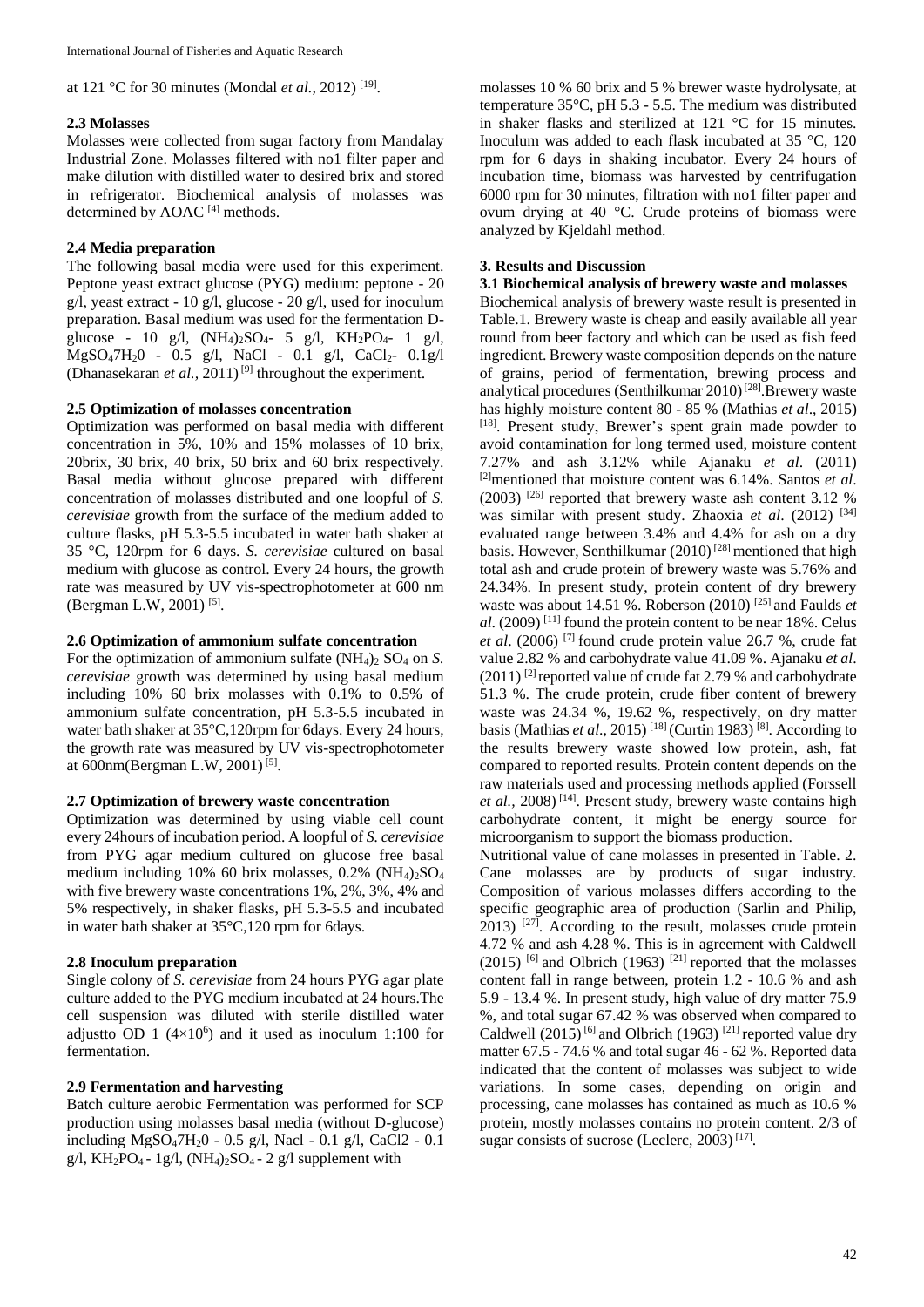at 121 °C for 30 minutes (Mondal *et al.*, 2012) [19].

### 2.3 Molasses

Molasses were collected from sugar factory from Mandalay Industrial Zone. Molasses filtered with no1 filter paper and make dilution with distilled water to desired brix and stored in refrigerator. Biochemical analysis of molasses was determined by AOAC [4] methods.

### 2.4 Media preparation

The following basal media were used for this experiment. Peptone yeast extract glucose (PYG) medium: peptone - 20 g/l, yeast extract - 10 g/l, glucose - 20 g/l, used for inoculum preparation. Basal medium was used for the fermentation D-glucose - 10 g/l, $(NH_4)_2SO_4$- 5 g/l, $KH_2PO_4$- 1 g/l, $MgSO_47H_20$ - 0.5 g/l, NaCl - 0.1 g/l, $CaCl_2$- 0.1g/l (Dhanasekaran *et al.*, 2011) [9] throughout the experiment.

### 2.5 Optimization of molasses concentration

Optimization was performed on basal media with different concentration in 5%, 10% and 15% molasses of 10 brix, 20brix, 30 brix, 40 brix, 50 brix and 60 brix respectively. Basal media without glucose prepared with different concentration of molasses distributed and one loopful of *S. cerevisiae* growth from the surface of the medium added to culture flasks, pH 5.3-5.5 incubated in water bath shaker at 35 °C, 120rpm for 6 days. *S. cerevisiae* cultured on basal medium with glucose as control. Every 24 hours, the growth rate was measured by UV vis-spectrophotometer at 600 nm (Bergman L.W, 2001) [5].

### 2.6 Optimization of ammonium sulfate concentration

For the optimization of ammonium sulfate $(NH_4)_2$ $SO_4$ on *S. cerevisiae* growth was determined by using basal medium including 10% 60 brix molasses with 0.1% to 0.5% of ammonium sulfate concentration, pH 5.3-5.5 incubated in water bath shaker at 35°C,120rpm for 6days. Every 24 hours, the growth rate was measured by UV vis-spectrophotometer at 600nm(Bergman L.W, 2001) [5].

### 2.7 Optimization of brewery waste concentration

Optimization was determined by using viable cell count every 24hours of incubation period. A loopful of *S. cerevisiae* from PYG agar medium cultured on glucose free basal medium including 10% 60 brix molasses, 0.2% $(NH_4)_2SO_4$ with five brewery waste concentrations 1%, 2%, 3%, 4% and 5% respectively, in shaker flasks, pH 5.3-5.5 and incubated in water bath shaker at 35°C,120 rpm for 6days.

### 2.8 Inoculum preparation

Single colony of *S. cerevisiae* from 24 hours PYG agar plate culture added to the PYG medium incubated at 24 hours.The cell suspension was diluted with sterile distilled water adjustto OD 1 ($4 \times 10^6$) and it used as inoculum 1:100 for fermentation.

### 2.9 Fermentation and harvesting

Batch culture aerobic Fermentation was performed for SCP production using molasses basal media (without D-glucose) including $MgSO_47H_20$ - 0.5 g/l, Nacl - 0.1 g/l, CaCl2 - 0.1 g/l, $KH_2PO_4$ - 1g/l, $(NH_4)_2SO_4$ - 2 g/l supplement with molasses 10 % 60 brix and 5 % brewer waste hydrolysate, at temperature 35°C, pH 5.3 - 5.5. The medium was distributed in shaker flasks and sterilized at 121 °C for 15 minutes. Inoculum was added to each flask incubated at 35 °C, 120 rpm for 6 days in shaking incubator. Every 24 hours of incubation time, biomass was harvested by centrifugation 6000 rpm for 30 minutes, filtration with no1 filter paper and ovum drying at 40 °C. Crude proteins of biomass were analyzed by Kjeldahl method.

## 3. Results and Discussion

### 3.1 Biochemical analysis of brewery waste and molasses

Biochemical analysis of brewery waste result is presented in Table.1. Brewery waste is cheap and easily available all year round from beer factory and which can be used as fish feed ingredient. Brewery waste composition depends on the nature of grains, period of fermentation, brewing process and analytical procedures (Senthilkumar 2010) [28].Brewery waste has highly moisture content 80 - 85 % (Mathias *et al*., 2015) [18]. Present study, Brewer's spent grain made powder to avoid contamination for long termed used, moisture content 7.27% and ash 3.12% while Ajanaku *et al*. (2011) [2]mentioned that moisture content was 6.14%. Santos *et al*. (2003) [26] reported that brewery waste ash content 3.12 % was similar with present study. Zhaoxia *et al*. (2012) [34] evaluated range between 3.4% and 4.4% for ash on a dry basis. However, Senthilkumar (2010) [28] mentioned that high total ash and crude protein of brewery waste was 5.76% and 24.34%. In present study, protein content of dry brewery waste was about 14.51 %. Roberson (2010) [25] and Faulds *et al*. (2009) [11] found the protein content to be near 18%. Celus *et al*. (2006) [7] found crude protein value 26.7 %, crude fat value 2.82 % and carbohydrate value 41.09 %. Ajanaku *et al*. (2011) [2] reported value of crude fat 2.79 % and carbohydrate 51.3 %. The crude protein, crude fiber content of brewery waste was 24.34 %, 19.62 %, respectively, on dry matter basis (Mathias *et al*., 2015) [18] (Curtin 1983) [8]. According to the results brewery waste showed low protein, ash, fat compared to reported results. Protein content depends on the raw materials used and processing methods applied (Forssell *et al.*, 2008) [14]. Present study, brewery waste contains high carbohydrate content, it might be energy source for microorganism to support the biomass production.

Nutritional value of cane molasses in presented in Table. 2. Cane molasses are by products of sugar industry. Composition of various molasses differs according to the specific geographic area of production (Sarlin and Philip, 2013) [27]. According to the result, molasses crude protein 4.72 % and ash 4.28 %. This is in agreement with Caldwell (2015) [6] and Olbrich (1963) [21] reported that the molasses content fall in range between, protein 1.2 - 10.6 % and ash 5.9 - 13.4 %. In present study, high value of dry matter 75.9 %, and total sugar 67.42 % was observed when compared to Caldwell (2015) [6] and Olbrich (1963) [21] reported value dry matter 67.5 - 74.6 % and total sugar 46 - 62 %. Reported data indicated that the content of molasses was subject to wide variations. In some cases, depending on origin and processing, cane molasses has contained as much as 10.6 % protein, mostly molasses contains no protein content. 2/3 of sugar consists of sucrose (Leclerc, 2003) [17].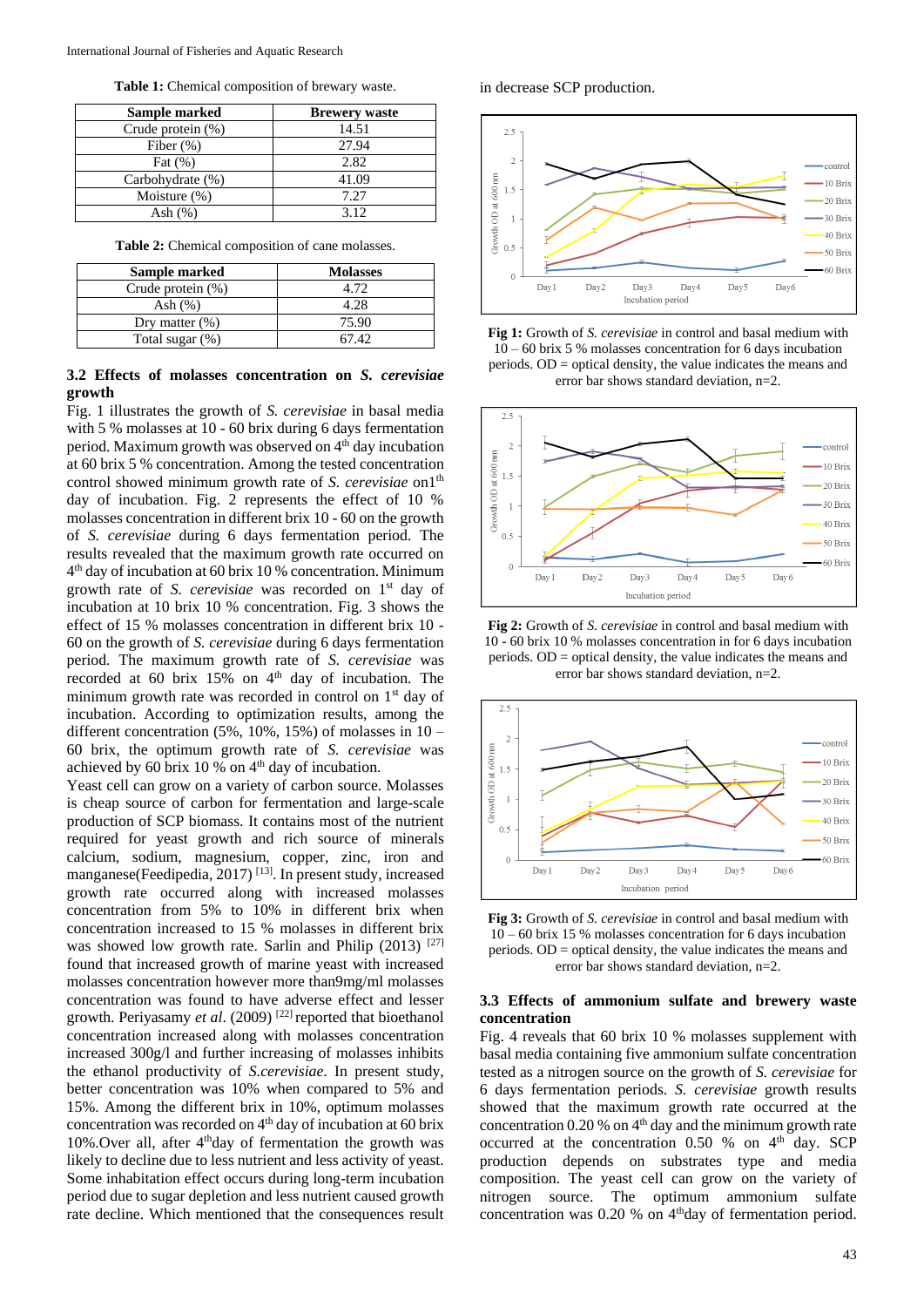**Table 1:** Chemical composition of brewary waste.

| Sample marked | Brewery waste |
|---|---|
| Crude protein (%) | 14.51 |
| Fiber (%) | 27.94 |
| Fat (%) | 2.82 |
| Carbohydrate (%) | 41.09 |
| Moisture (%) | 7.27 |
| Ash (%) | 3.12 |

**Table 2:** Chemical composition of cane molasses.

| Sample marked | Molasses |
|---|---|
| Crude protein (%) | 4.72 |
| Ash (%) | 4.28 |
| Dry matter (%) | 75.90 |
| Total sugar (%) | 67.42 |

### 3.2 Effects of molasses concentration on *S. cerevisiae* growth

Fig. 1 illustrates the growth of *S. cerevisiae* in basal media with 5 % molasses at 10 - 60 brix during 6 days fermentation period. Maximum growth was observed on 4th day incubation at 60 brix 5 % concentration. Among the tested concentration control showed minimum growth rate of *S. cerevisiae* on1th day of incubation. Fig. 2 represents the effect of 10 % molasses concentration in different brix 10 - 60 on the growth of *S. cerevisiae* during 6 days fermentation period. The results revealed that the maximum growth rate occurred on 4th day of incubation at 60 brix 10 % concentration. Minimum growth rate of *S. cerevisiae* was recorded on 1st day of incubation at 10 brix 10 % concentration. Fig. 3 shows the effect of 15 % molasses concentration in different brix 10 - 60 on the growth of *S. cerevisiae* during 6 days fermentation period. The maximum growth rate of *S. cerevisiae* was recorded at 60 brix 15% on 4th day of incubation. The minimum growth rate was recorded in control on 1st day of incubation. According to optimization results, among the different concentration (5%, 10%, 15%) of molasses in 10 – 60 brix, the optimum growth rate of *S. cerevisiae* was achieved by 60 brix 10 % on 4th day of incubation.

Yeast cell can grow on a variety of carbon source. Molasses is cheap source of carbon for fermentation and large-scale production of SCP biomass. It contains most of the nutrient required for yeast growth and rich source of minerals calcium, sodium, magnesium, copper, zinc, iron and manganese(Feedipedia, 2017) [13]. In present study, increased growth rate occurred along with increased molasses concentration from 5% to 10% in different brix when concentration increased to 15 % molasses in different brix was showed low growth rate. Sarlin and Philip (2013) [27] found that increased growth of marine yeast with increased molasses concentration however more than9mg/ml molasses concentration was found to have adverse effect and lesser growth. Periyasamy *et al*. (2009) [22] reported that bioethanol concentration increased along with molasses concentration increased 300g/l and further increasing of molasses inhibits the ethanol productivity of *S.cerevisiae*. In present study, better concentration was 10% when compared to 5% and 15%. Among the different brix in 10%, optimum molasses concentration was recorded on 4th day of incubation at 60 brix 10%.Over all, after 4thday of fermentation the growth was likely to decline due to less nutrient and less activity of yeast. Some inhabitation effect occurs during long-term incubation period due to sugar depletion and less nutrient caused growth rate decline. Which mentioned that the consequences result in decrease SCP production.

**Fig 1:** Growth of *S. cerevisiae* in control and basal medium with 10 – 60 brix 5 % molasses concentration for 6 days incubation periods. OD = optical density, the value indicates the means and error bar shows standard deviation, n=2.

**Fig 2:** Growth of *S. cerevisiae* in control and basal medium with 10 - 60 brix 10 % molasses concentration in for 6 days incubation periods. OD = optical density, the value indicates the means and error bar shows standard deviation, n=2.

**Fig 3:** Growth of *S. cerevisiae* in control and basal medium with 10 – 60 brix 15 % molasses concentration for 6 days incubation periods. OD = optical density, the value indicates the means and error bar shows standard deviation, n=2.

### 3.3 Effects of ammonium sulfate and brewery waste concentration

Fig. 4 reveals that 60 brix 10 % molasses supplement with basal media containing five ammonium sulfate concentration tested as a nitrogen source on the growth of *S. cerevisiae* for 6 days fermentation periods. *S. cerevisiae* growth results showed that the maximum growth rate occurred at the concentration 0.20 % on 4th day and the minimum growth rate occurred at the concentration 0.50 % on 4th day. SCP production depends on substrates type and media composition. The yeast cell can grow on the variety of nitrogen source. The optimum ammonium sulfate concentration was 0.20 % on 4thday of fermentation period.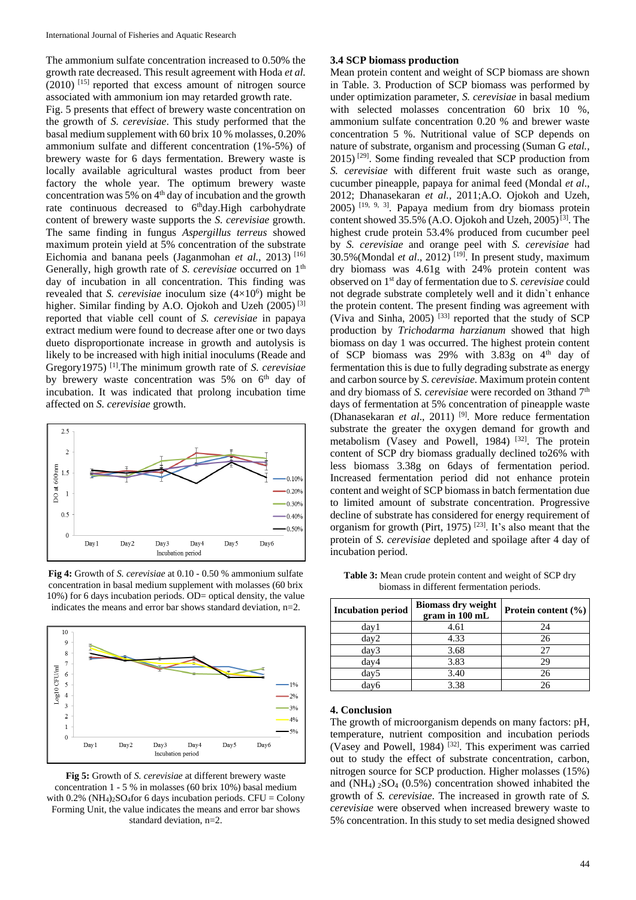The ammonium sulfate concentration increased to 0.50% the growth rate decreased. This result agreement with Hoda *et al.* (2010) [15] reported that excess amount of nitrogen source associated with ammonium ion may retarded growth rate.

Fig. 5 presents that effect of brewery waste concentration on the growth of *S. cerevisiae*. This study performed that the basal medium supplement with 60 brix 10 % molasses, 0.20% ammonium sulfate and different concentration (1%-5%) of brewery waste for 6 days fermentation. Brewery waste is locally available agricultural wastes product from beer factory the whole year. The optimum brewery waste concentration was 5% on 4th day of incubation and the growth rate continuous decreased to 6thday.High carbohydrate content of brewery waste supports the *S. cerevisiae* growth. The same finding in fungus *Aspergillus terreus* showed maximum protein yield at 5% concentration of the substrate Eichomia and banana peels (Jaganmohan *et al.*, 2013) [16] Generally, high growth rate of *S. cerevisiae* occurred on 1th day of incubation in all concentration. This finding was revealed that *S. cerevisiae* inoculum size ($4\times10^6$) might be higher. Similar finding by A.O. Ojokoh and Uzeh (2005) [3] reported that viable cell count of *S. cerevisiae* in papaya extract medium were found to decrease after one or two days dueto disproportionate increase in growth and autolysis is likely to be increased with high initial inoculums (Reade and Gregory1975) [1].The minimum growth rate of *S. cerevisiae* by brewery waste concentration was 5% on 6th day of incubation. It was indicated that prolong incubation time affected on *S. cerevisiae* growth.

**Fig 4:** Growth of *S. cerevisiae* at 0.10 - 0.50 % ammonium sulfate concentration in basal medium supplement with molasses (60 brix 10%) for 6 days incubation periods. OD= optical density, the value indicates the means and error bar shows standard deviation, n=2.

**Fig 5:** Growth of *S. cerevisiae* at different brewery waste concentration 1 - 5 % in molasses (60 brix 10%) basal medium with 0.2% $(NH_4)_2SO_4$for 6 days incubation periods. CFU = Colony Forming Unit, the value indicates the means and error bar shows standard deviation, n=2.

### 3.4 SCP biomass production

Mean protein content and weight of SCP biomass are shown in Table. 3. Production of SCP biomass was performed by under optimization parameter, *S. cerevisiae* in basal medium with selected molasses concentration 60 brix 10 %, ammonium sulfate concentration 0.20 % and brewer waste concentration 5 %. Nutritional value of SCP depends on nature of substrate, organism and processing (Suman G *etal.*, 2015) [29]. Some finding revealed that SCP production from *S. cerevisiae* with different fruit waste such as orange, cucumber pineapple, papaya for animal feed (Mondal *et al.*, 2012; Dhanasekaran *et al.*, 2011;A.O. Ojokoh and Uzeh, 2005) [19, 9, 3]. Papaya medium from dry biomass protein content showed 35.5% (A.O. Ojokoh and Uzeh, 2005) [3]. The highest crude protein 53.4% produced from cucumber peel by *S. cerevisiae* and orange peel with *S. cerevisiae* had 30.5%(Mondal *et al*., 2012) [19]. In present study, maximum dry biomass was 4.61g with 24% protein content was observed on 1st day of fermentation due to *S. cerevisiae* could not degrade substrate completely well and it didn`t enhance the protein content. The present finding was agreement with (Viva and Sinha, 2005) [33] reported that the study of SCP production by *Trichodarma harzianum* showed that high biomass on day 1 was occurred. The highest protein content of SCP biomass was 29% with 3.83g on 4th day of fermentation this is due to fully degrading substrate as energy and carbon source by *S. cerevisiae*. Maximum protein content and dry biomass of *S. cerevisiae* were recorded on 3thand 7th days of fermentation at 5% concentration of pineapple waste (Dhanasekaran *et al*., 2011) [9]. More reduce fermentation substrate the greater the oxygen demand for growth and metabolism (Vasey and Powell, 1984) [32]. The protein content of SCP dry biomass gradually declined to26% with less biomass 3.38g on 6days of fermentation period. Increased fermentation period did not enhance protein content and weight of SCP biomass in batch fermentation due to limited amount of substrate concentration. Progressive decline of substrate has considered for energy requirement of organism for growth (Pirt, 1975) [23]. It's also meant that the protein of *S. cerevisiae* depleted and spoilage after 4 day of incubation period.

**Table 3:** Mean crude protein content and weight of SCP dry biomass in different fermentation periods.

| Incubation period | Biomass dry weight gram in 100 mL | Protein content (%) |
|---|---|---|
| day1 | 4.61 | 24 |
| day2 | 4.33 | 26 |
| day3 | 3.68 | 27 |
| day4 | 3.83 | 29 |
| day5 | 3.40 | 26 |
| day6 | 3.38 | 26 |

## 4. Conclusion

The growth of microorganism depends on many factors: pH, temperature, nutrient composition and incubation periods (Vasey and Powell, 1984) [32]. This experiment was carried out to study the effect of substrate concentration, carbon, nitrogen source for SCP production. Higher molasses (15%) and $(NH_4)_2SO_4$ (0.5%) concentration showed inhabited the growth of *S. cerevisiae*. The increased in growth rate of *S. cerevisiae* were observed when increased brewery waste to 5% concentration. In this study to set media designed showed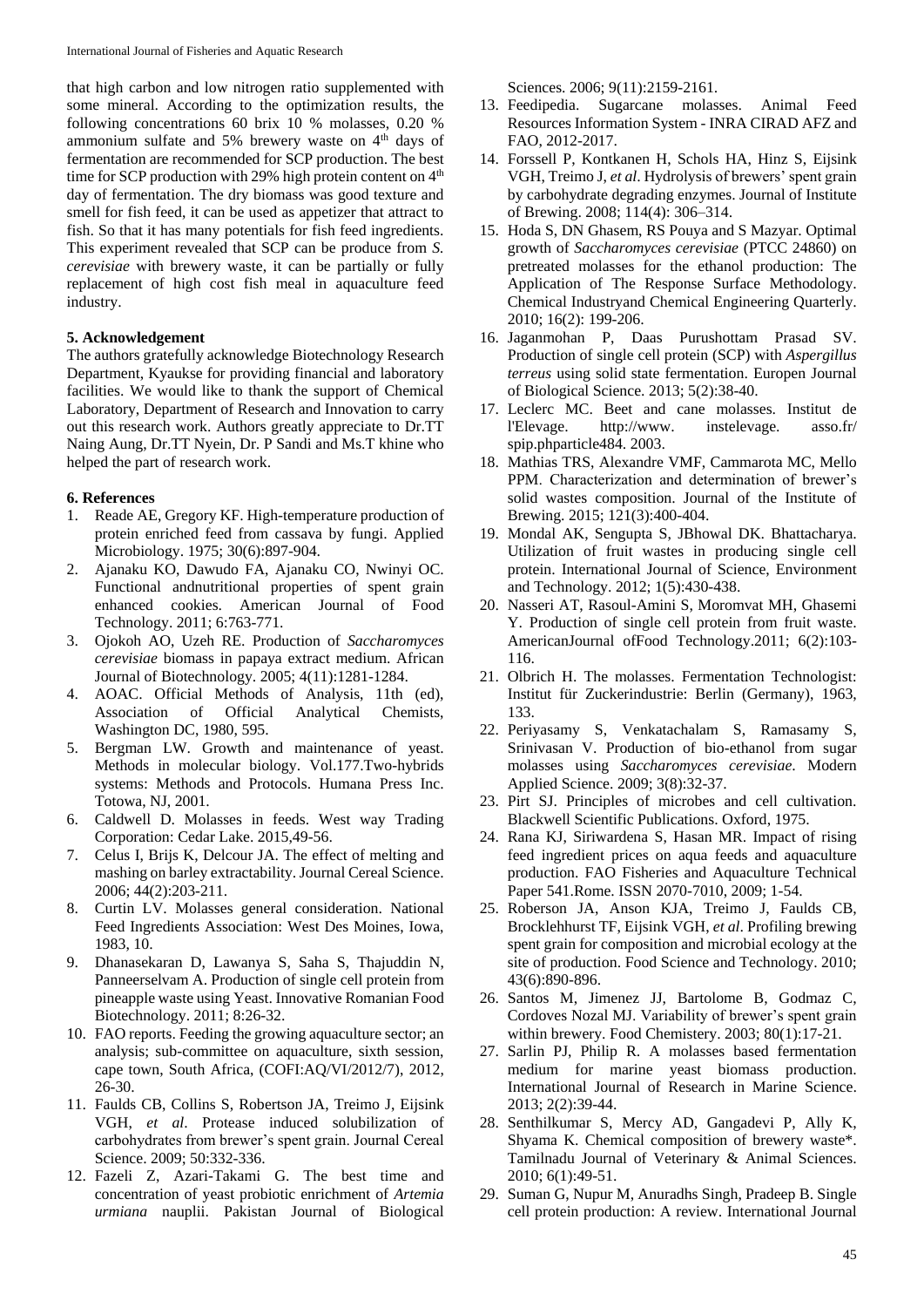that high carbon and low nitrogen ratio supplemented with some mineral. According to the optimization results, the following concentrations 60 brix 10 % molasses, 0.20 % ammonium sulfate and 5% brewery waste on $4^{th}$ days of fermentation are recommended for SCP production. The best time for SCP production with 29% high protein content on $4^{th}$ day of fermentation. The dry biomass was good texture and smell for fish feed, it can be used as appetizer that attract to fish. So that it has many potentials for fish feed ingredients. This experiment revealed that SCP can be produce from *S. cerevisiae* with brewery waste, it can be partially or fully replacement of high cost fish meal in aquaculture feed industry.

## 5. Acknowledgement

The authors gratefully acknowledge Biotechnology Research Department, Kyaukse for providing financial and laboratory facilities. We would like to thank the support of Chemical Laboratory, Department of Research and Innovation to carry out this research work. Authors greatly appreciate to Dr.TT Naing Aung, Dr.TT Nyein, Dr. P Sandi and Ms.T khine who helped the part of research work.

## 6. References

1. Reade AE, Gregory KF. High-temperature production of protein enriched feed from cassava by fungi. Applied Microbiology. 1975; 30(6):897-904.
2. Ajanaku KO, Dawudo FA, Ajanaku CO, Nwinyi OC. Functional andnutritional properties of spent grain enhanced cookies. American Journal of Food Technology. 2011; 6:763-771.
3. Ojokoh AO, Uzeh RE. Production of *Saccharomyces cerevisiae* biomass in papaya extract medium. African Journal of Biotechnology. 2005; 4(11):1281-1284.
4. AOAC. Official Methods of Analysis, 11th (ed), Association of Official Analytical Chemists, Washington DC, 1980, 595.
5. Bergman LW. Growth and maintenance of yeast. Methods in molecular biology. Vol.177.Two-hybrids systems: Methods and Protocols. Humana Press Inc. Totowa, NJ, 2001.
6. Caldwell D. Molasses in feeds. West way Trading Corporation: Cedar Lake. 2015,49-56.
7. Celus I, Brijs K, Delcour JA. The effect of melting and mashing on barley extractability. Journal Cereal Science. 2006; 44(2):203-211.
8. Curtin LV. Molasses general consideration. National Feed Ingredients Association: West Des Moines, Iowa, 1983, 10.
9. Dhanasekaran D, Lawanya S, Saha S, Thajuddin N, Panneerselvam A. Production of single cell protein from pineapple waste using Yeast. Innovative Romanian Food Biotechnology. 2011; 8:26-32.
10. FAO reports. Feeding the growing aquaculture sector; an analysis; sub-committee on aquaculture, sixth session, cape town, South Africa, (COFI:AQ/VI/2012/7), 2012, 26-30.
11. Faulds CB, Collins S, Robertson JA, Treimo J, Eijsink VGH, *et al*. Protease induced solubilization of carbohydrates from brewer's spent grain. Journal Cereal Science. 2009; 50:332-336.
12. Fazeli Z, Azari-Takami G. The best time and concentration of yeast probiotic enrichment of *Artemia urmiana* nauplii. Pakistan Journal of Biological Sciences. 2006; 9(11):2159-2161.
13. Feedipedia. Sugarcane molasses. Animal Feed Resources Information System - INRA CIRAD AFZ and FAO, 2012-2017.
14. Forssell P, Kontkanen H, Schols HA, Hinz S, Eijsink VGH, Treimo J, *et al*. Hydrolysis of brewers' spent grain by carbohydrate degrading enzymes. Journal of Institute of Brewing. 2008; 114(4): 306–314.
15. Hoda S, DN Ghasem, RS Pouya and S Mazyar. Optimal growth of *Saccharomyces cerevisiae* (PTCC 24860) on pretreated molasses for the ethanol production: The Application of The Response Surface Methodology. Chemical Industryand Chemical Engineering Quarterly. 2010; 16(2): 199-206.
16. Jaganmohan P, Daas Purushottam Prasad SV. Production of single cell protein (SCP) with *Aspergillus terreus* using solid state fermentation. Europen Journal of Biological Science. 2013; 5(2):38-40.
17. Leclerc MC. Beet and cane molasses. Institut de l'Elevage. http://www. instelevage. asso.fr/ spip.phparticle484. 2003.
18. Mathias TRS, Alexandre VMF, Cammarota MC, Mello PPM. Characterization and determination of brewer's solid wastes composition. Journal of the Institute of Brewing. 2015; 121(3):400-404.
19. Mondal AK, Sengupta S, JBhowal DK. Bhattacharya. Utilization of fruit wastes in producing single cell protein. International Journal of Science, Environment and Technology. 2012; 1(5):430-438.
20. Nasseri AT, Rasoul-Amini S, Moromvat MH, Ghasemi Y. Production of single cell protein from fruit waste. AmericanJournal ofFood Technology.2011; 6(2):103-116.
21. Olbrich H. The molasses. Fermentation Technologist: Institut für Zuckerindustrie: Berlin (Germany), 1963, 133.
22. Periyasamy S, Venkatachalam S, Ramasamy S, Srinivasan V. Production of bio-ethanol from sugar molasses using *Saccharomyces cerevisiae*. Modern Applied Science. 2009; 3(8):32-37.
23. Pirt SJ. Principles of microbes and cell cultivation. Blackwell Scientific Publications. Oxford, 1975.
24. Rana KJ, Siriwardena S, Hasan MR. Impact of rising feed ingredient prices on aqua feeds and aquaculture production. FAO Fisheries and Aquaculture Technical Paper 541.Rome. ISSN 2070-7010, 2009; 1-54.
25. Roberson JA, Anson KJA, Treimo J, Faulds CB, Brocklehhurst TF, Eijsink VGH, *et al*. Profiling brewing spent grain for composition and microbial ecology at the site of production. Food Science and Technology. 2010; 43(6):890-896.
26. Santos M, Jimenez JJ, Bartolome B, Godmaz C, Cordoves Nozal MJ. Variability of brewer's spent grain within brewery. Food Chemistery. 2003; 80(1):17-21.
27. Sarlin PJ, Philip R. A molasses based fermentation medium for marine yeast biomass production. International Journal of Research in Marine Science. 2013; 2(2):39-44.
28. Senthilkumar S, Mercy AD, Gangadevi P, Ally K, Shyama K. Chemical composition of brewery waste*. Tamilnadu Journal of Veterinary & Animal Sciences. 2010; 6(1):49-51.
29. Suman G, Nupur M, Anuradhs Singh, Pradeep B. Single cell protein production: A review. International Journal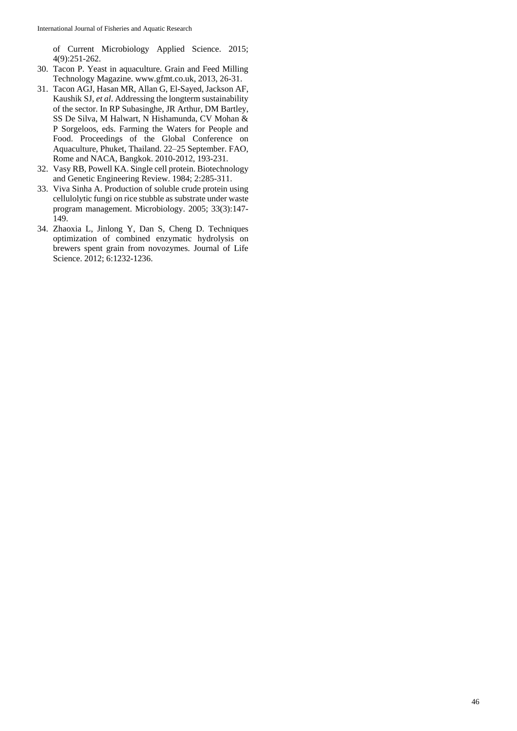of Current Microbiology Applied Science. 2015; 4(9):251-262.

30. Tacon P. Yeast in aquaculture. Grain and Feed Milling Technology Magazine. www.gfmt.co.uk, 2013, 26-31.
31. Tacon AGJ, Hasan MR, Allan G, El-Sayed, Jackson AF, Kaushik SJ, *et al*. Addressing the longterm sustainability of the sector. In RP Subasinghe, JR Arthur, DM Bartley, SS De Silva, M Halwart, N Hishamunda, CV Mohan & P Sorgeloos, eds. Farming the Waters for People and Food. Proceedings of the Global Conference on Aquaculture, Phuket, Thailand. 22–25 September. FAO, Rome and NACA, Bangkok. 2010-2012, 193-231.
32. Vasy RB, Powell KA. Single cell protein. Biotechnology and Genetic Engineering Review. 1984; 2:285-311.
33. Viva Sinha A. Production of soluble crude protein using cellulolytic fungi on rice stubble as substrate under waste program management. Microbiology. 2005; 33(3):147-149.
34. Zhaoxia L, Jinlong Y, Dan S, Cheng D. Techniques optimization of combined enzymatic hydrolysis on brewers spent grain from novozymes. Journal of Life Science. 2012; 6:1232-1236.